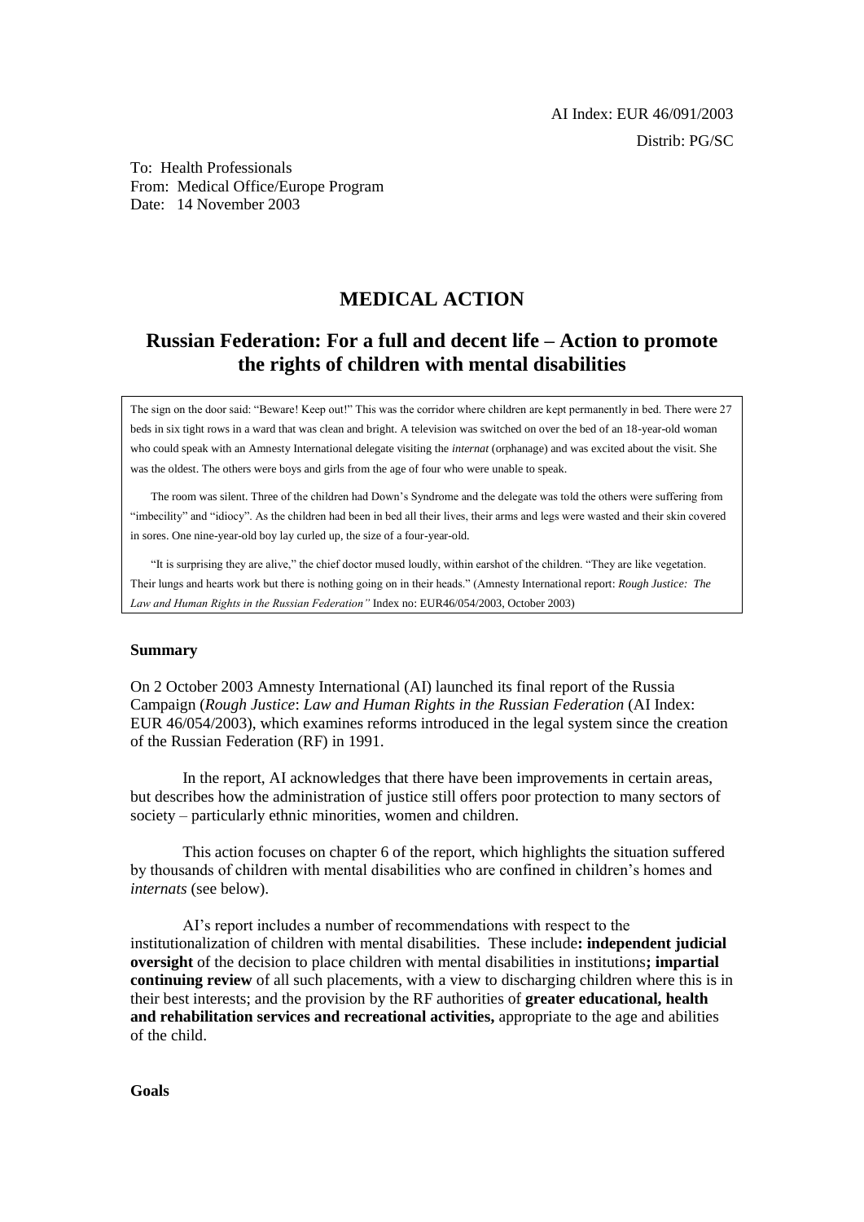AI Index: EUR 46/091/2003

Distrib: PG/SC

To: Health Professionals
From: Medical Office/Europe Program
Date: 14 November 2003

# MEDICAL ACTION

## Russian Federation: For a full and decent life – Action to promote the rights of children with mental disabilities

> The sign on the door said: "Beware! Keep out!" This was the corridor where children are kept permanently in bed. There were 27 beds in six tight rows in a ward that was clean and bright. A television was switched on over the bed of an 18-year-old woman who could speak with an Amnesty International delegate visiting the *internat* (orphanage) and was excited about the visit. She was the oldest. The others were boys and girls from the age of four who were unable to speak.
>
> The room was silent. Three of the children had Down's Syndrome and the delegate was told the others were suffering from "imbecility" and "idiocy". As the children had been in bed all their lives, their arms and legs were wasted and their skin covered in sores. One nine-year-old boy lay curled up, the size of a four-year-old.
>
> "It is surprising they are alive," the chief doctor mused loudly, within earshot of the children. "They are like vegetation. Their lungs and hearts work but there is nothing going on in their heads." (Amnesty International report: *Rough Justice: The Law and Human Rights in the Russian Federation"* Index no: EUR46/054/2003, October 2003)

**Summary**

On 2 October 2003 Amnesty International (AI) launched its final report of the Russia Campaign (*Rough Justice*: *Law and Human Rights in the Russian Federation* (AI Index: EUR 46/054/2003), which examines reforms introduced in the legal system since the creation of the Russian Federation (RF) in 1991.

In the report, AI acknowledges that there have been improvements in certain areas, but describes how the administration of justice still offers poor protection to many sectors of society – particularly ethnic minorities, women and children.

This action focuses on chapter 6 of the report, which highlights the situation suffered by thousands of children with mental disabilities who are confined in children's homes and *internats* (see below).

AI's report includes a number of recommendations with respect to the institutionalization of children with mental disabilities. These include**: independent judicial oversight** of the decision to place children with mental disabilities in institutions**; impartial continuing review** of all such placements, with a view to discharging children where this is in their best interests; and the provision by the RF authorities of **greater educational, health and rehabilitation services and recreational activities,** appropriate to the age and abilities of the child.

**Goals**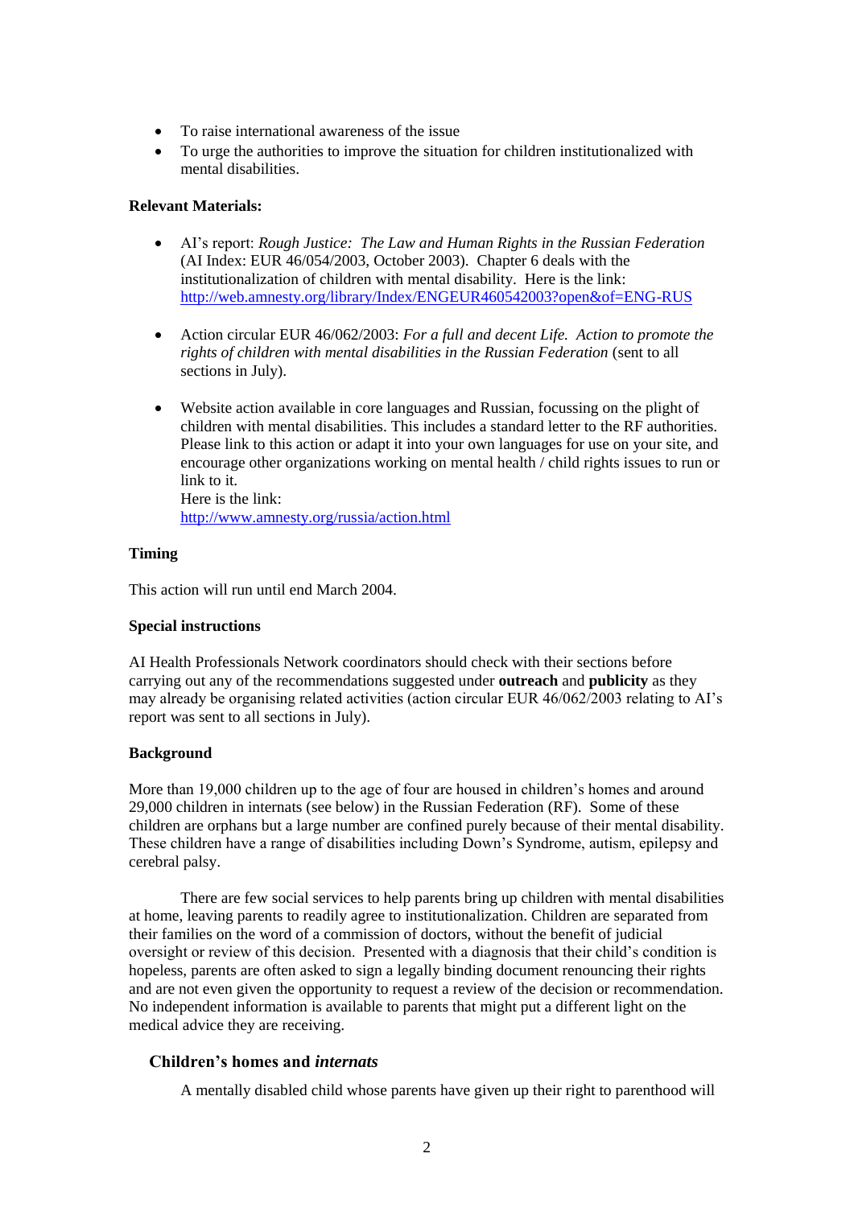- To raise international awareness of the issue
- To urge the authorities to improve the situation for children institutionalized with mental disabilities.

**Relevant Materials:**

- AI's report: *Rough Justice: The Law and Human Rights in the Russian Federation* (AI Index: EUR 46/054/2003, October 2003). Chapter 6 deals with the institutionalization of children with mental disability. Here is the link: http://web.amnesty.org/library/Index/ENGEUR460542003?open&of=ENG-RUS

- Action circular EUR 46/062/2003: *For a full and decent Life. Action to promote the rights of children with mental disabilities in the Russian Federation* (sent to all sections in July).

- Website action available in core languages and Russian, focussing on the plight of children with mental disabilities. This includes a standard letter to the RF authorities. Please link to this action or adapt it into your own languages for use on your site, and encourage other organizations working on mental health / child rights issues to run or link to it.
  Here is the link:
  http://www.amnesty.org/russia/action.html

**Timing**

This action will run until end March 2004.

**Special instructions**

AI Health Professionals Network coordinators should check with their sections before carrying out any of the recommendations suggested under **outreach** and **publicity** as they may already be organising related activities (action circular EUR 46/062/2003 relating to AI's report was sent to all sections in July).

**Background**

More than 19,000 children up to the age of four are housed in children's homes and around 29,000 children in internats (see below) in the Russian Federation (RF). Some of these children are orphans but a large number are confined purely because of their mental disability. These children have a range of disabilities including Down's Syndrome, autism, epilepsy and cerebral palsy.

There are few social services to help parents bring up children with mental disabilities at home, leaving parents to readily agree to institutionalization. Children are separated from their families on the word of a commission of doctors, without the benefit of judicial oversight or review of this decision. Presented with a diagnosis that their child's condition is hopeless, parents are often asked to sign a legally binding document renouncing their rights and are not even given the opportunity to request a review of the decision or recommendation. No independent information is available to parents that might put a different light on the medical advice they are receiving.

## Children's homes and *internats*

A mentally disabled child whose parents have given up their right to parenthood will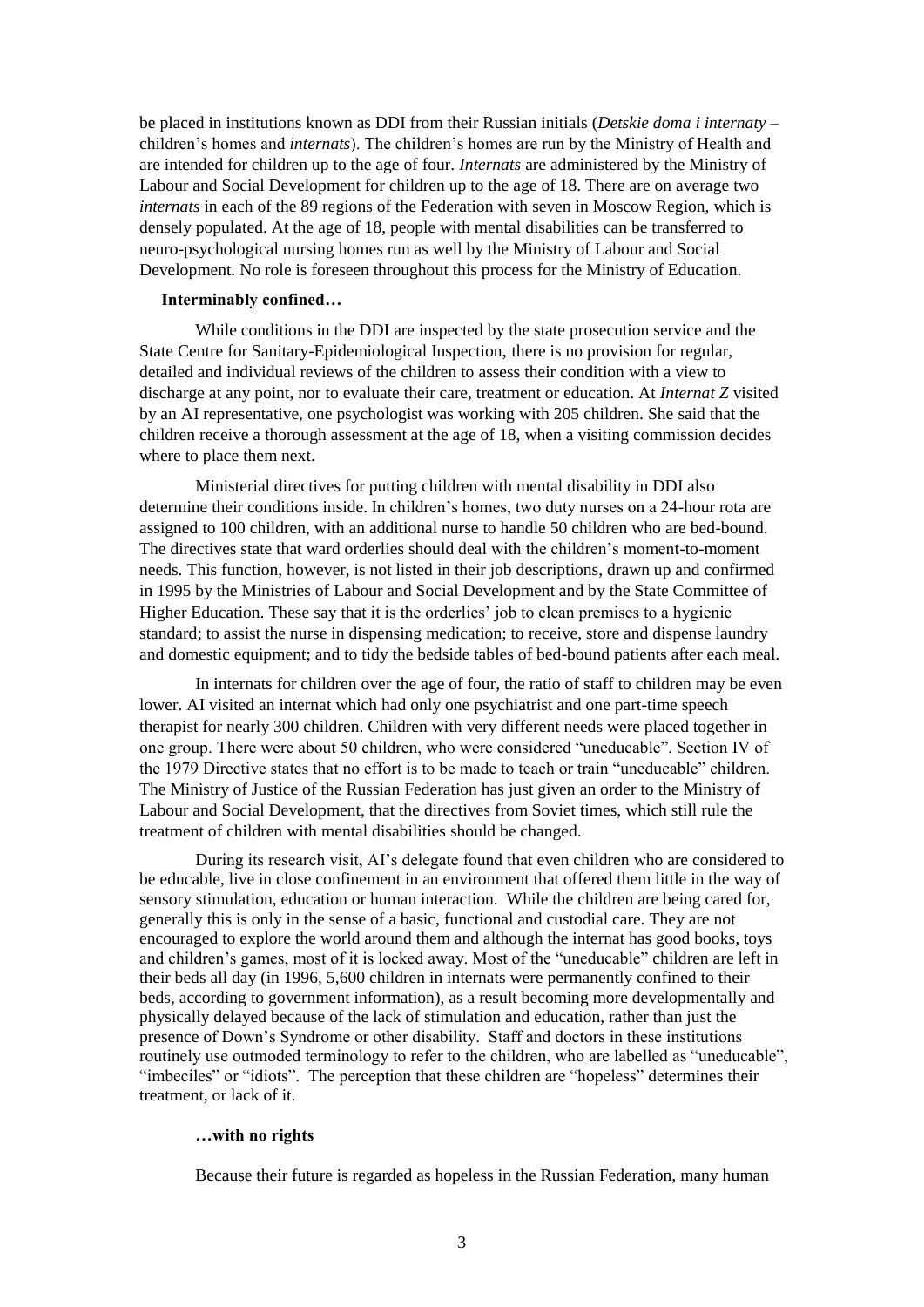be placed in institutions known as DDI from their Russian initials (*Detskie doma i internaty* – children's homes and *internats*). The children's homes are run by the Ministry of Health and are intended for children up to the age of four. *Internats* are administered by the Ministry of Labour and Social Development for children up to the age of 18. There are on average two *internats* in each of the 89 regions of the Federation with seven in Moscow Region, which is densely populated. At the age of 18, people with mental disabilities can be transferred to neuro-psychological nursing homes run as well by the Ministry of Labour and Social Development. No role is foreseen throughout this process for the Ministry of Education.

**Interminably confined…**

While conditions in the DDI are inspected by the state prosecution service and the State Centre for Sanitary-Epidemiological Inspection, there is no provision for regular, detailed and individual reviews of the children to assess their condition with a view to discharge at any point, nor to evaluate their care, treatment or education. At *Internat Z* visited by an AI representative, one psychologist was working with 205 children. She said that the children receive a thorough assessment at the age of 18, when a visiting commission decides where to place them next.

Ministerial directives for putting children with mental disability in DDI also determine their conditions inside. In children's homes, two duty nurses on a 24-hour rota are assigned to 100 children, with an additional nurse to handle 50 children who are bed-bound. The directives state that ward orderlies should deal with the children's moment-to-moment needs. This function, however, is not listed in their job descriptions, drawn up and confirmed in 1995 by the Ministries of Labour and Social Development and by the State Committee of Higher Education. These say that it is the orderlies' job to clean premises to a hygienic standard; to assist the nurse in dispensing medication; to receive, store and dispense laundry and domestic equipment; and to tidy the bedside tables of bed-bound patients after each meal.

In internats for children over the age of four, the ratio of staff to children may be even lower. AI visited an internat which had only one psychiatrist and one part-time speech therapist for nearly 300 children. Children with very different needs were placed together in one group. There were about 50 children, who were considered "uneducable". Section IV of the 1979 Directive states that no effort is to be made to teach or train "uneducable" children. The Ministry of Justice of the Russian Federation has just given an order to the Ministry of Labour and Social Development, that the directives from Soviet times, which still rule the treatment of children with mental disabilities should be changed.

During its research visit, AI's delegate found that even children who are considered to be educable, live in close confinement in an environment that offered them little in the way of sensory stimulation, education or human interaction. While the children are being cared for, generally this is only in the sense of a basic, functional and custodial care. They are not encouraged to explore the world around them and although the internat has good books, toys and children's games, most of it is locked away. Most of the "uneducable" children are left in their beds all day (in 1996, 5,600 children in internats were permanently confined to their beds, according to government information), as a result becoming more developmentally and physically delayed because of the lack of stimulation and education, rather than just the presence of Down's Syndrome or other disability. Staff and doctors in these institutions routinely use outmoded terminology to refer to the children, who are labelled as "uneducable", "imbeciles" or "idiots". The perception that these children are "hopeless" determines their treatment, or lack of it.

**…with no rights**

Because their future is regarded as hopeless in the Russian Federation, many human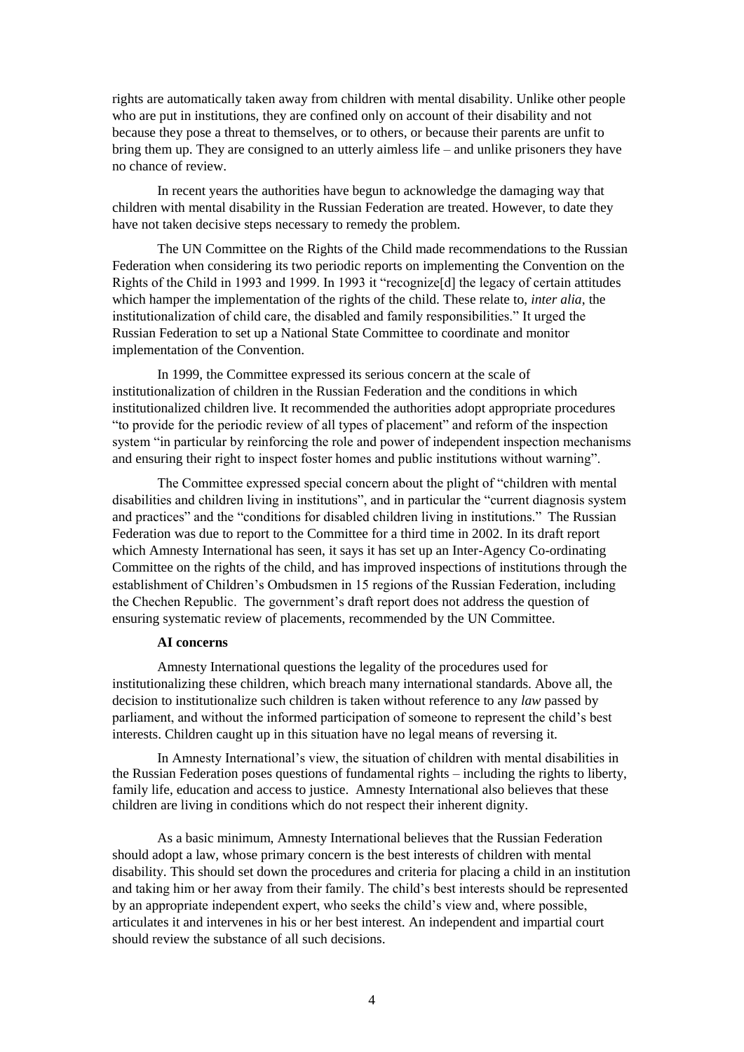rights are automatically taken away from children with mental disability. Unlike other people who are put in institutions, they are confined only on account of their disability and not because they pose a threat to themselves, or to others, or because their parents are unfit to bring them up. They are consigned to an utterly aimless life – and unlike prisoners they have no chance of review.

In recent years the authorities have begun to acknowledge the damaging way that children with mental disability in the Russian Federation are treated. However, to date they have not taken decisive steps necessary to remedy the problem.

The UN Committee on the Rights of the Child made recommendations to the Russian Federation when considering its two periodic reports on implementing the Convention on the Rights of the Child in 1993 and 1999. In 1993 it "recognize[d] the legacy of certain attitudes which hamper the implementation of the rights of the child. These relate to, *inter alia*, the institutionalization of child care, the disabled and family responsibilities." It urged the Russian Federation to set up a National State Committee to coordinate and monitor implementation of the Convention.

In 1999, the Committee expressed its serious concern at the scale of institutionalization of children in the Russian Federation and the conditions in which institutionalized children live. It recommended the authorities adopt appropriate procedures "to provide for the periodic review of all types of placement" and reform of the inspection system "in particular by reinforcing the role and power of independent inspection mechanisms and ensuring their right to inspect foster homes and public institutions without warning".

The Committee expressed special concern about the plight of "children with mental disabilities and children living in institutions", and in particular the "current diagnosis system and practices" and the "conditions for disabled children living in institutions." The Russian Federation was due to report to the Committee for a third time in 2002. In its draft report which Amnesty International has seen, it says it has set up an Inter-Agency Co-ordinating Committee on the rights of the child, and has improved inspections of institutions through the establishment of Children's Ombudsmen in 15 regions of the Russian Federation, including the Chechen Republic. The government's draft report does not address the question of ensuring systematic review of placements, recommended by the UN Committee.

**AI concerns**

Amnesty International questions the legality of the procedures used for institutionalizing these children, which breach many international standards. Above all, the decision to institutionalize such children is taken without reference to any *law* passed by parliament, and without the informed participation of someone to represent the child's best interests. Children caught up in this situation have no legal means of reversing it.

In Amnesty International's view, the situation of children with mental disabilities in the Russian Federation poses questions of fundamental rights – including the rights to liberty, family life, education and access to justice. Amnesty International also believes that these children are living in conditions which do not respect their inherent dignity.

As a basic minimum, Amnesty International believes that the Russian Federation should adopt a law, whose primary concern is the best interests of children with mental disability. This should set down the procedures and criteria for placing a child in an institution and taking him or her away from their family. The child's best interests should be represented by an appropriate independent expert, who seeks the child's view and, where possible, articulates it and intervenes in his or her best interest. An independent and impartial court should review the substance of all such decisions.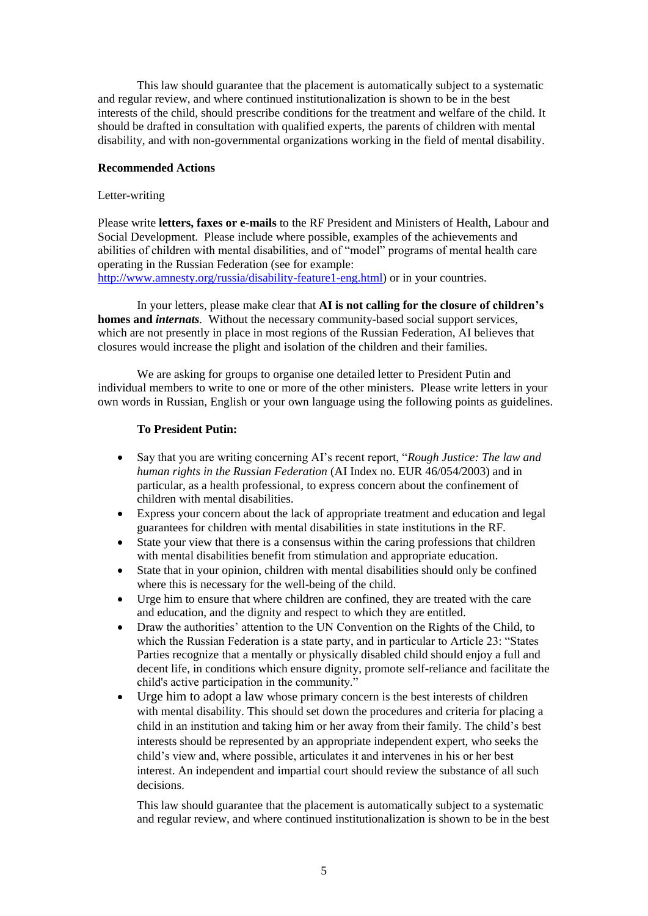This law should guarantee that the placement is automatically subject to a systematic and regular review, and where continued institutionalization is shown to be in the best interests of the child, should prescribe conditions for the treatment and welfare of the child. It should be drafted in consultation with qualified experts, the parents of children with mental disability, and with non-governmental organizations working in the field of mental disability.

**Recommended Actions**

Letter-writing

Please write **letters, faxes or e-mails** to the RF President and Ministers of Health, Labour and Social Development. Please include where possible, examples of the achievements and abilities of children with mental disabilities, and of "model" programs of mental health care operating in the Russian Federation (see for example: http://www.amnesty.org/russia/disability-feature1-eng.html) or in your countries.

In your letters, please make clear that **AI is not calling for the closure of children's homes and *internats*.** Without the necessary community-based social support services, which are not presently in place in most regions of the Russian Federation, AI believes that closures would increase the plight and isolation of the children and their families.

We are asking for groups to organise one detailed letter to President Putin and individual members to write to one or more of the other ministers. Please write letters in your own words in Russian, English or your own language using the following points as guidelines.

**To President Putin:**

- Say that you are writing concerning AI's recent report, "*Rough Justice: The law and human rights in the Russian Federation* (AI Index no. EUR 46/054/2003) and in particular, as a health professional, to express concern about the confinement of children with mental disabilities.
- Express your concern about the lack of appropriate treatment and education and legal guarantees for children with mental disabilities in state institutions in the RF.
- State your view that there is a consensus within the caring professions that children with mental disabilities benefit from stimulation and appropriate education.
- State that in your opinion, children with mental disabilities should only be confined where this is necessary for the well-being of the child.
- Urge him to ensure that where children are confined, they are treated with the care and education, and the dignity and respect to which they are entitled.
- Draw the authorities' attention to the UN Convention on the Rights of the Child, to which the Russian Federation is a state party, and in particular to Article 23: "States Parties recognize that a mentally or physically disabled child should enjoy a full and decent life, in conditions which ensure dignity, promote self-reliance and facilitate the child's active participation in the community."
- Urge him to adopt a law whose primary concern is the best interests of children with mental disability. This should set down the procedures and criteria for placing a child in an institution and taking him or her away from their family. The child's best interests should be represented by an appropriate independent expert, who seeks the child's view and, where possible, articulates it and intervenes in his or her best interest. An independent and impartial court should review the substance of all such decisions.

  This law should guarantee that the placement is automatically subject to a systematic and regular review, and where continued institutionalization is shown to be in the best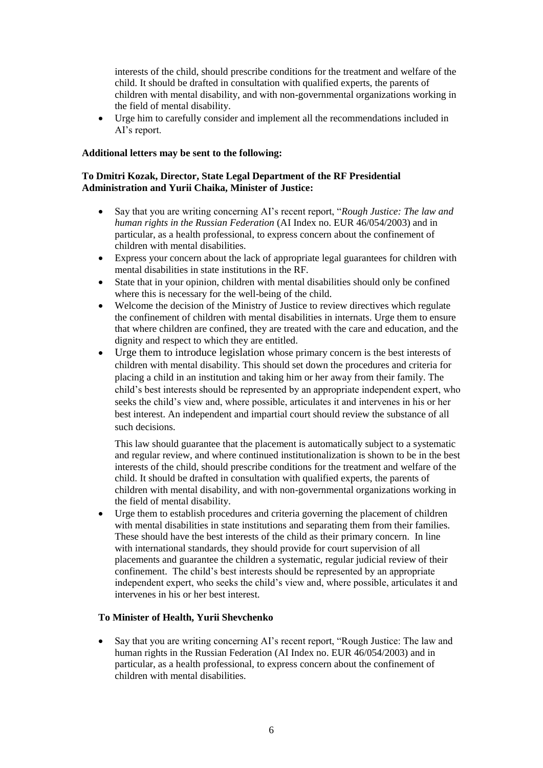interests of the child, should prescribe conditions for the treatment and welfare of the child. It should be drafted in consultation with qualified experts, the parents of children with mental disability, and with non-governmental organizations working in the field of mental disability.

- Urge him to carefully consider and implement all the recommendations included in AI's report.

**Additional letters may be sent to the following:**

**To Dmitri Kozak, Director, State Legal Department of the RF Presidential Administration and Yurii Chaika, Minister of Justice:**

- Say that you are writing concerning AI's recent report, "*Rough Justice: The law and human rights in the Russian Federation* (AI Index no. EUR 46/054/2003) and in particular, as a health professional, to express concern about the confinement of children with mental disabilities.
- Express your concern about the lack of appropriate legal guarantees for children with mental disabilities in state institutions in the RF.
- State that in your opinion, children with mental disabilities should only be confined where this is necessary for the well-being of the child.
- Welcome the decision of the Ministry of Justice to review directives which regulate the confinement of children with mental disabilities in internats. Urge them to ensure that where children are confined, they are treated with the care and education, and the dignity and respect to which they are entitled.
- Urge them to introduce legislation whose primary concern is the best interests of children with mental disability. This should set down the procedures and criteria for placing a child in an institution and taking him or her away from their family. The child's best interests should be represented by an appropriate independent expert, who seeks the child's view and, where possible, articulates it and intervenes in his or her best interest. An independent and impartial court should review the substance of all such decisions.

  This law should guarantee that the placement is automatically subject to a systematic and regular review, and where continued institutionalization is shown to be in the best interests of the child, should prescribe conditions for the treatment and welfare of the child. It should be drafted in consultation with qualified experts, the parents of children with mental disability, and with non-governmental organizations working in the field of mental disability.
- Urge them to establish procedures and criteria governing the placement of children with mental disabilities in state institutions and separating them from their families. These should have the best interests of the child as their primary concern. In line with international standards, they should provide for court supervision of all placements and guarantee the children a systematic, regular judicial review of their confinement. The child's best interests should be represented by an appropriate independent expert, who seeks the child's view and, where possible, articulates it and intervenes in his or her best interest.

**To Minister of Health, Yurii Shevchenko**

- Say that you are writing concerning AI's recent report, "Rough Justice: The law and human rights in the Russian Federation (AI Index no. EUR 46/054/2003) and in particular, as a health professional, to express concern about the confinement of children with mental disabilities.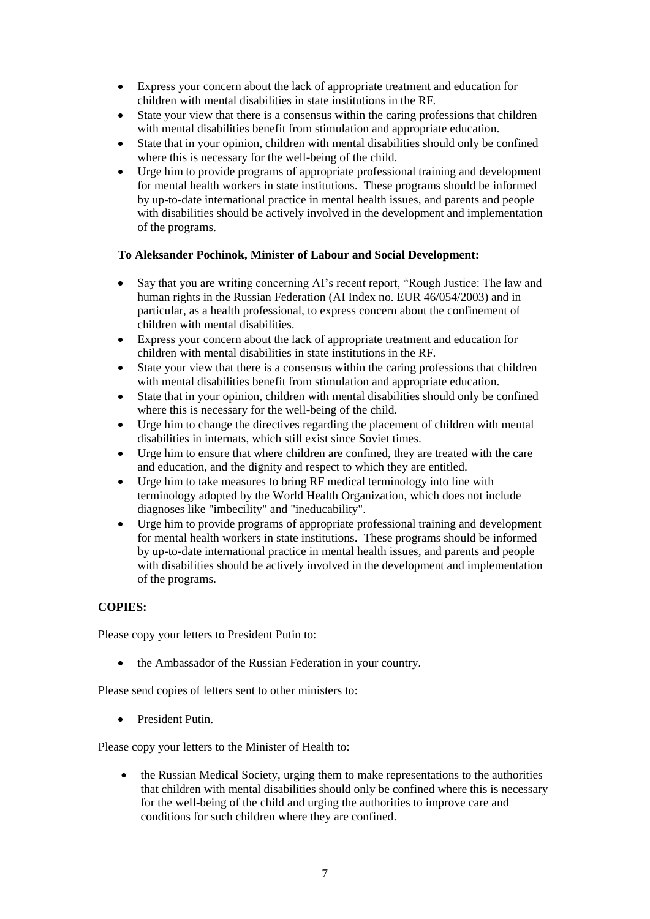- Express your concern about the lack of appropriate treatment and education for children with mental disabilities in state institutions in the RF.
- State your view that there is a consensus within the caring professions that children with mental disabilities benefit from stimulation and appropriate education.
- State that in your opinion, children with mental disabilities should only be confined where this is necessary for the well-being of the child.
- Urge him to provide programs of appropriate professional training and development for mental health workers in state institutions. These programs should be informed by up-to-date international practice in mental health issues, and parents and people with disabilities should be actively involved in the development and implementation of the programs.

**To Aleksander Pochinok, Minister of Labour and Social Development:**

- Say that you are writing concerning AI's recent report, "Rough Justice: The law and human rights in the Russian Federation (AI Index no. EUR 46/054/2003) and in particular, as a health professional, to express concern about the confinement of children with mental disabilities.
- Express your concern about the lack of appropriate treatment and education for children with mental disabilities in state institutions in the RF.
- State your view that there is a consensus within the caring professions that children with mental disabilities benefit from stimulation and appropriate education.
- State that in your opinion, children with mental disabilities should only be confined where this is necessary for the well-being of the child.
- Urge him to change the directives regarding the placement of children with mental disabilities in internats, which still exist since Soviet times.
- Urge him to ensure that where children are confined, they are treated with the care and education, and the dignity and respect to which they are entitled.
- Urge him to take measures to bring RF medical terminology into line with terminology adopted by the World Health Organization, which does not include diagnoses like "imbecility" and "ineducability".
- Urge him to provide programs of appropriate professional training and development for mental health workers in state institutions. These programs should be informed by up-to-date international practice in mental health issues, and parents and people with disabilities should be actively involved in the development and implementation of the programs.

**COPIES:**

Please copy your letters to President Putin to:

- the Ambassador of the Russian Federation in your country.

Please send copies of letters sent to other ministers to:

- President Putin.

Please copy your letters to the Minister of Health to:

- the Russian Medical Society, urging them to make representations to the authorities that children with mental disabilities should only be confined where this is necessary for the well-being of the child and urging the authorities to improve care and conditions for such children where they are confined.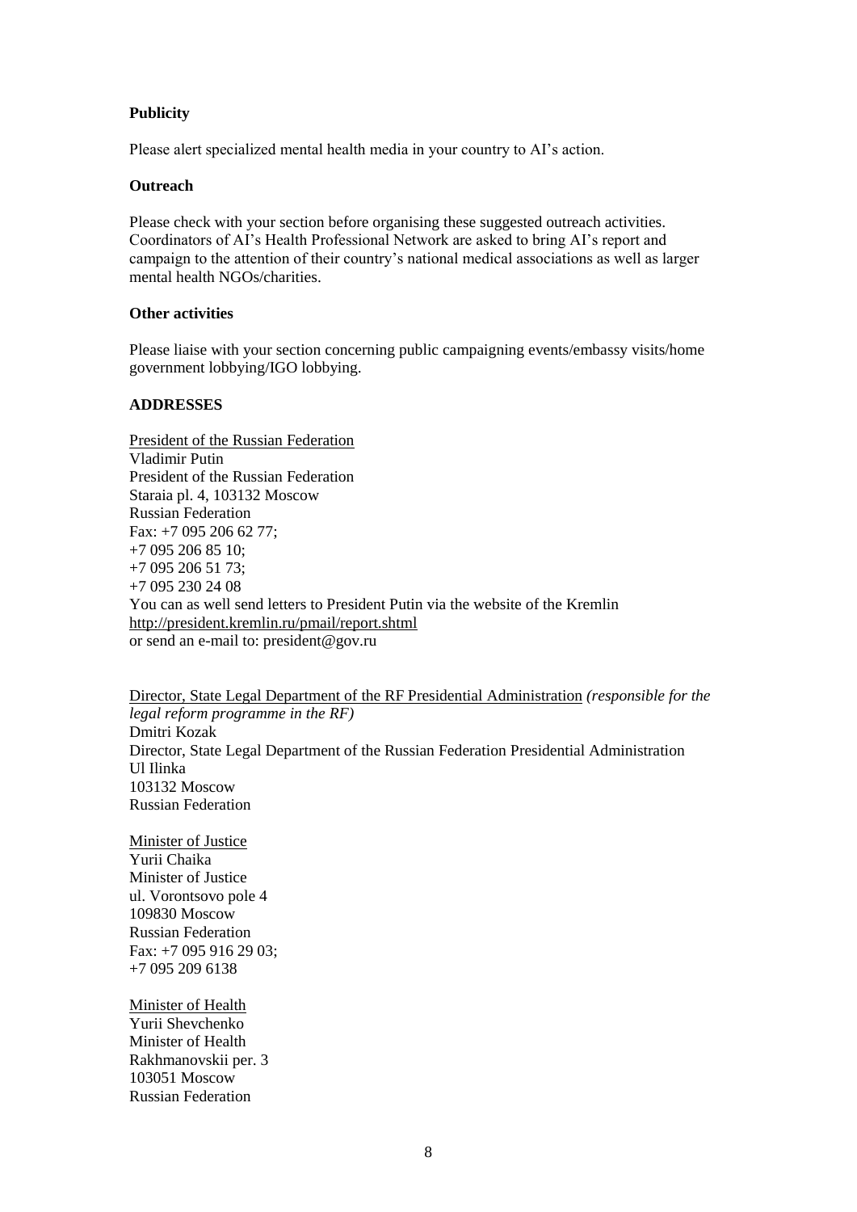**Publicity**

Please alert specialized mental health media in your country to AI's action.

**Outreach**

Please check with your section before organising these suggested outreach activities. Coordinators of AI's Health Professional Network are asked to bring AI's report and campaign to the attention of their country's national medical associations as well as larger mental health NGOs/charities.

**Other activities**

Please liaise with your section concerning public campaigning events/embassy visits/home government lobbying/IGO lobbying.

**ADDRESSES**

<u>President of the Russian Federation</u>
Vladimir Putin
President of the Russian Federation
Staraia pl. 4, 103132 Moscow
Russian Federation
Fax: +7 095 206 62 77;
+7 095 206 85 10;
+7 095 206 51 73;
+7 095 230 24 08
You can as well send letters to President Putin via the website of the Kremlin
http://president.kremlin.ru/pmail/report.shtml
or send an e-mail to: president@gov.ru

<u>Director, State Legal Department of the RF Presidential Administration</u> *(responsible for the legal reform programme in the RF)*
Dmitri Kozak
Director, State Legal Department of the Russian Federation Presidential Administration
Ul Ilinka
103132 Moscow
Russian Federation

<u>Minister of Justice</u>
Yurii Chaika
Minister of Justice
ul. Vorontsovo pole 4
109830 Moscow
Russian Federation
Fax: +7 095 916 29 03;
+7 095 209 6138

<u>Minister of Health</u>
Yurii Shevchenko
Minister of Health
Rakhmanovskii per. 3
103051 Moscow
Russian Federation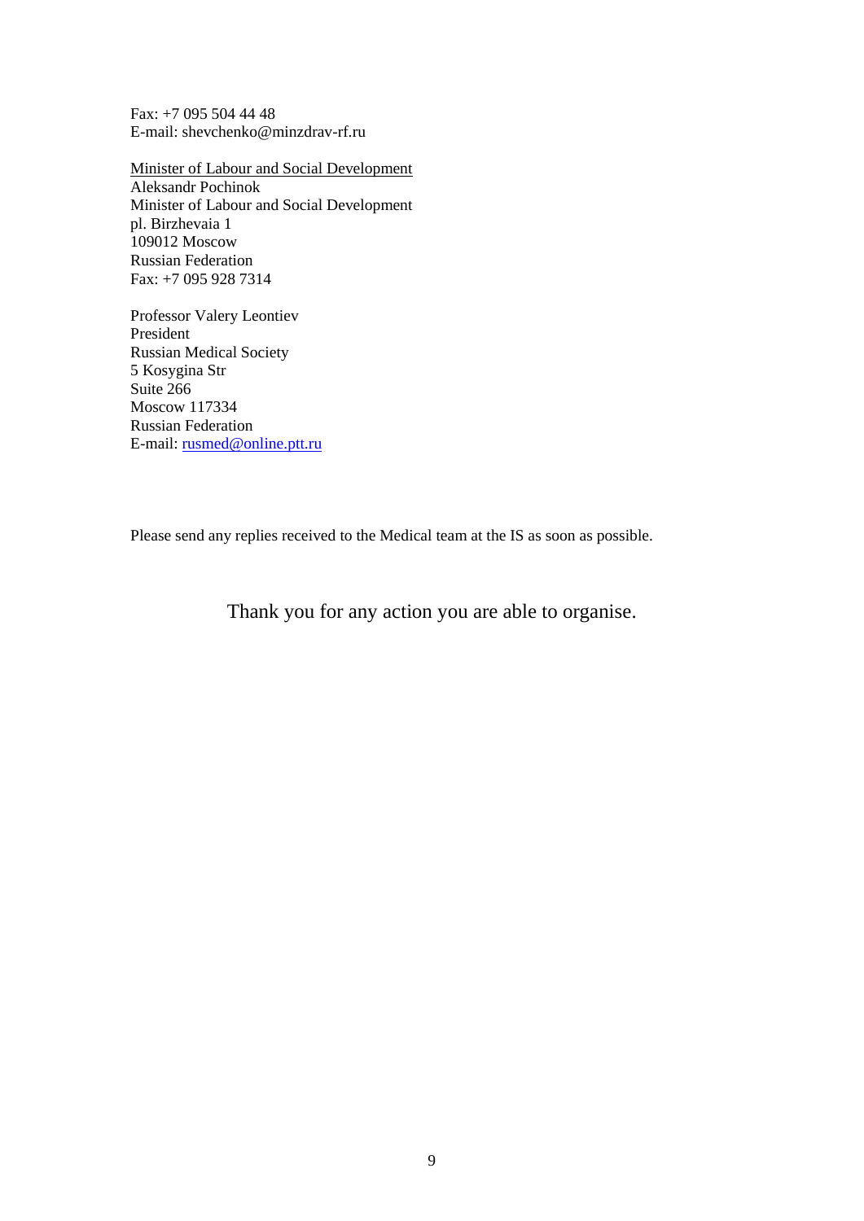Fax: +7 095 504 44 48
E-mail: shevchenko@minzdrav-rf.ru

Minister of Labour and Social Development
Aleksandr Pochinok
Minister of Labour and Social Development
pl. Birzhevaia 1
109012 Moscow
Russian Federation
Fax: +7 095 928 7314

Professor Valery Leontiev
President
Russian Medical Society
5 Kosygina Str
Suite 266
Moscow 117334
Russian Federation
E-mail: rusmed@online.ptt.ru

Please send any replies received to the Medical team at the IS as soon as possible.

Thank you for any action you are able to organise.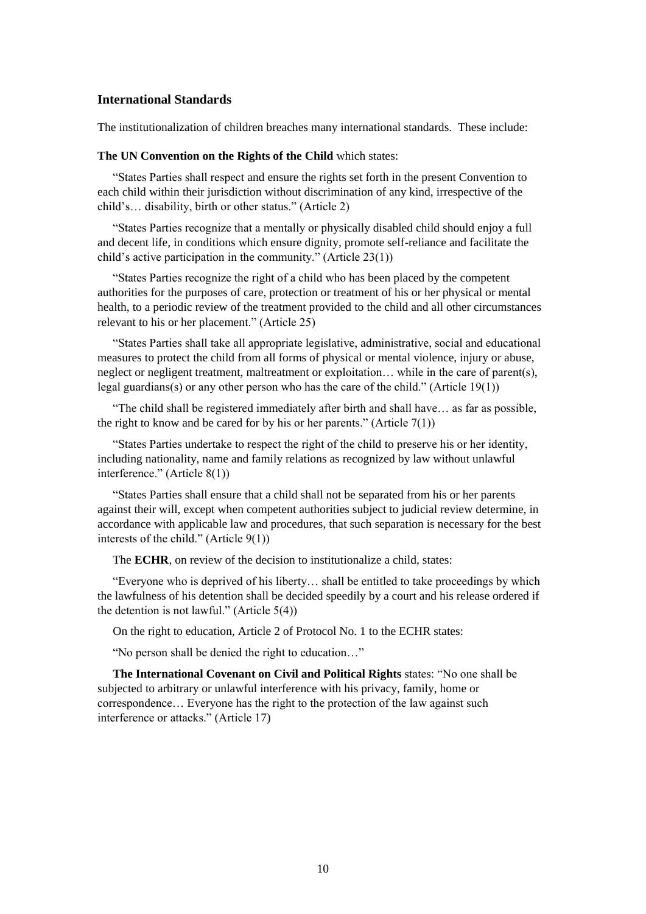### International Standards

The institutionalization of children breaches many international standards. These include:

**The UN Convention on the Rights of the Child** which states:

"States Parties shall respect and ensure the rights set forth in the present Convention to each child within their jurisdiction without discrimination of any kind, irrespective of the child's… disability, birth or other status." (Article 2)

"States Parties recognize that a mentally or physically disabled child should enjoy a full and decent life, in conditions which ensure dignity, promote self-reliance and facilitate the child's active participation in the community." (Article 23(1))

"States Parties recognize the right of a child who has been placed by the competent authorities for the purposes of care, protection or treatment of his or her physical or mental health, to a periodic review of the treatment provided to the child and all other circumstances relevant to his or her placement." (Article 25)

"States Parties shall take all appropriate legislative, administrative, social and educational measures to protect the child from all forms of physical or mental violence, injury or abuse, neglect or negligent treatment, maltreatment or exploitation… while in the care of parent(s), legal guardians(s) or any other person who has the care of the child." (Article 19(1))

"The child shall be registered immediately after birth and shall have… as far as possible, the right to know and be cared for by his or her parents." (Article 7(1))

"States Parties undertake to respect the right of the child to preserve his or her identity, including nationality, name and family relations as recognized by law without unlawful interference." (Article 8(1))

"States Parties shall ensure that a child shall not be separated from his or her parents against their will, except when competent authorities subject to judicial review determine, in accordance with applicable law and procedures, that such separation is necessary for the best interests of the child." (Article 9(1))

The **ECHR**, on review of the decision to institutionalize a child, states:

"Everyone who is deprived of his liberty… shall be entitled to take proceedings by which the lawfulness of his detention shall be decided speedily by a court and his release ordered if the detention is not lawful." (Article 5(4))

On the right to education, Article 2 of Protocol No. 1 to the ECHR states:

"No person shall be denied the right to education…"

**The International Covenant on Civil and Political Rights** states: "No one shall be subjected to arbitrary or unlawful interference with his privacy, family, home or correspondence… Everyone has the right to the protection of the law against such interference or attacks." (Article 17)